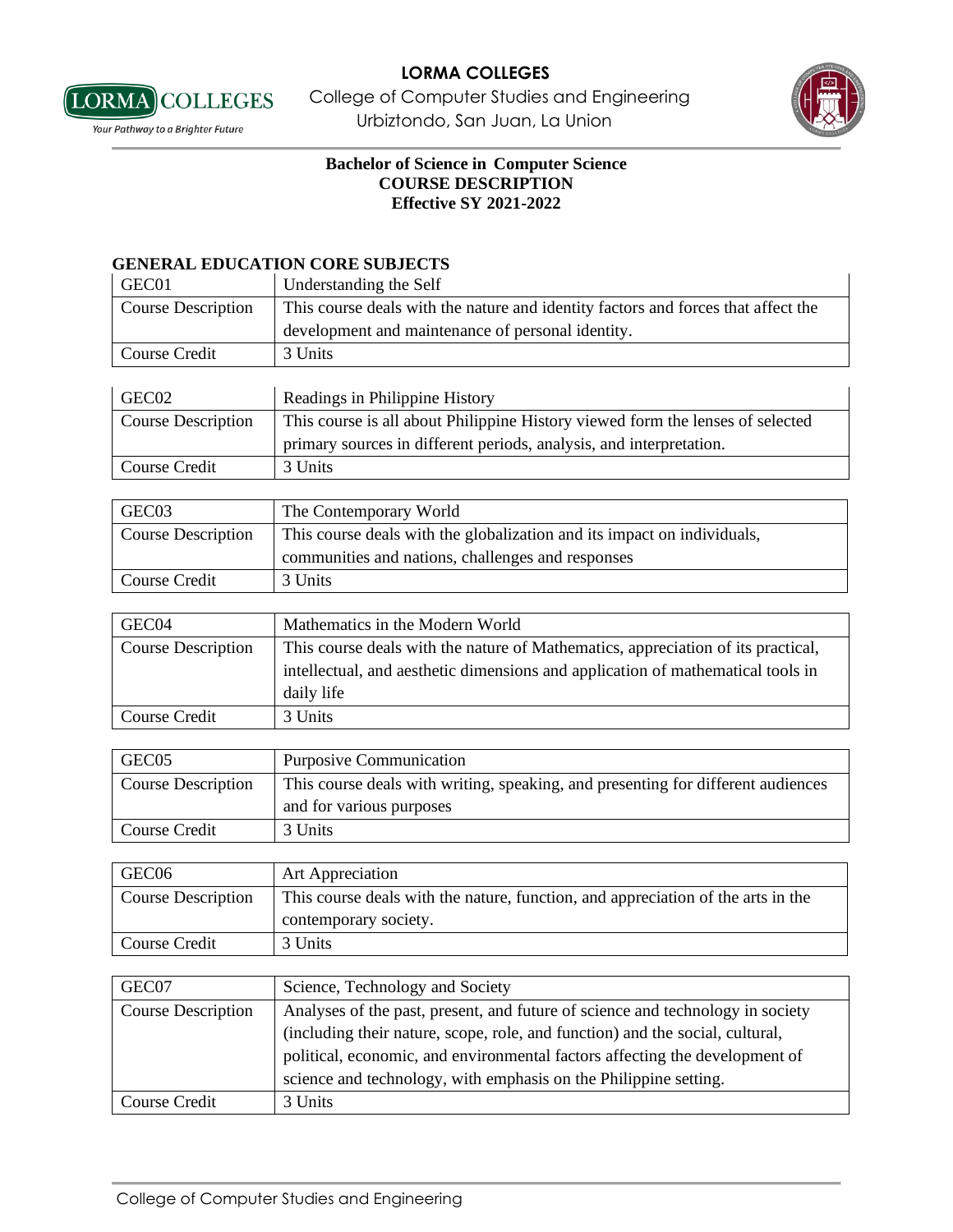**LORMA COLLEGES**

College of Computer Studies and Engineering

Urbiztondo, San Juan, La Union

# Bachelor of Science in Computer Science
## COURSE DESCRIPTION
### Effective SY 2021-2022

## GENERAL EDUCATION CORE SUBJECTS

| GEC01 | Understanding the Self |
|---|---|
| Course Description | This course deals with the nature and identity factors and forces that affect the development and maintenance of personal identity. |
| Course Credit | 3 Units |

| GEC02 | Readings in Philippine History |
|---|---|
| Course Description | This course is all about Philippine History viewed form the lenses of selected primary sources in different periods, analysis, and interpretation. |
| Course Credit | 3 Units |

| GEC03 | The Contemporary World |
|---|---|
| Course Description | This course deals with the globalization and its impact on individuals, communities and nations, challenges and responses |
| Course Credit | 3 Units |

| GEC04 | Mathematics in the Modern World |
|---|---|
| Course Description | This course deals with the nature of Mathematics, appreciation of its practical, intellectual, and aesthetic dimensions and application of mathematical tools in daily life |
| Course Credit | 3 Units |

| GEC05 | Purposive Communication |
|---|---|
| Course Description | This course deals with writing, speaking, and presenting for different audiences and for various purposes |
| Course Credit | 3 Units |

| GEC06 | Art Appreciation |
|---|---|
| Course Description | This course deals with the nature, function, and appreciation of the arts in the contemporary society. |
| Course Credit | 3 Units |

| GEC07 | Science, Technology and Society |
|---|---|
| Course Description | Analyses of the past, present, and future of science and technology in society (including their nature, scope, role, and function) and the social, cultural, political, economic, and environmental factors affecting the development of science and technology, with emphasis on the Philippine setting. |
| Course Credit | 3 Units |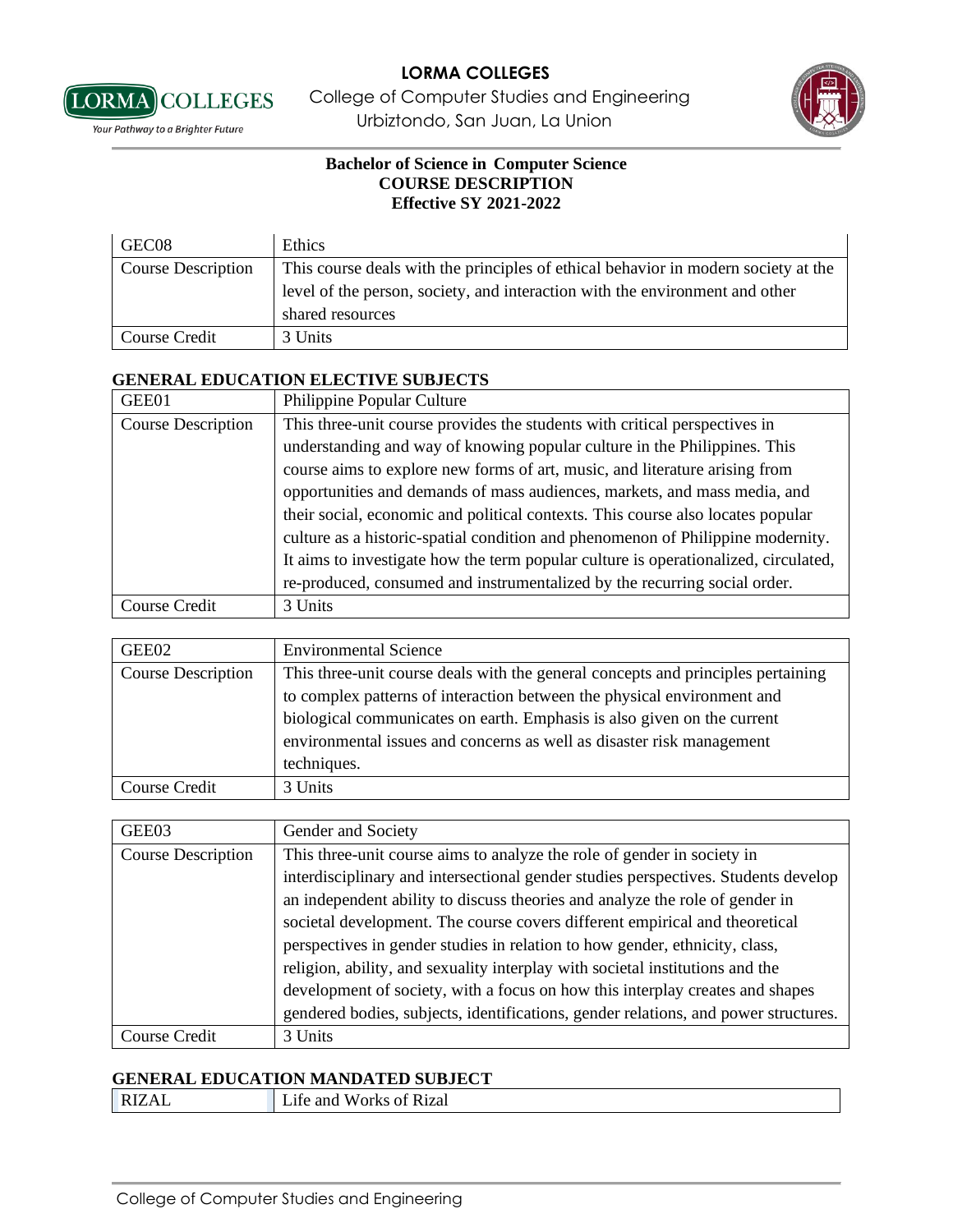**Bachelor of Science in Computer Science**
**COURSE DESCRIPTION**
**Effective SY 2021-2022**

| GEC08 | Ethics |
|---|---|
| Course Description | This course deals with the principles of ethical behavior in modern society at the level of the person, society, and interaction with the environment and other shared resources |
| Course Credit | 3 Units |

## GENERAL EDUCATION ELECTIVE SUBJECTS

| GEE01 | Philippine Popular Culture |
|---|---|
| Course Description | This three-unit course provides the students with critical perspectives in understanding and way of knowing popular culture in the Philippines. This course aims to explore new forms of art, music, and literature arising from opportunities and demands of mass audiences, markets, and mass media, and their social, economic and political contexts. This course also locates popular culture as a historic-spatial condition and phenomenon of Philippine modernity. It aims to investigate how the term popular culture is operationalized, circulated, re-produced, consumed and instrumentalized by the recurring social order. |
| Course Credit | 3 Units |

| GEE02 | Environmental Science |
|---|---|
| Course Description | This three-unit course deals with the general concepts and principles pertaining to complex patterns of interaction between the physical environment and biological communicates on earth. Emphasis is also given on the current environmental issues and concerns as well as disaster risk management techniques. |
| Course Credit | 3 Units |

| GEE03 | Gender and Society |
|---|---|
| Course Description | This three-unit course aims to analyze the role of gender in society in interdisciplinary and intersectional gender studies perspectives. Students develop an independent ability to discuss theories and analyze the role of gender in societal development. The course covers different empirical and theoretical perspectives in gender studies in relation to how gender, ethnicity, class, religion, ability, and sexuality interplay with societal institutions and the development of society, with a focus on how this interplay creates and shapes gendered bodies, subjects, identifications, gender relations, and power structures. |
| Course Credit | 3 Units |

## GENERAL EDUCATION MANDATED SUBJECT

| RIZAL | Life and Works of Rizal |
|---|---|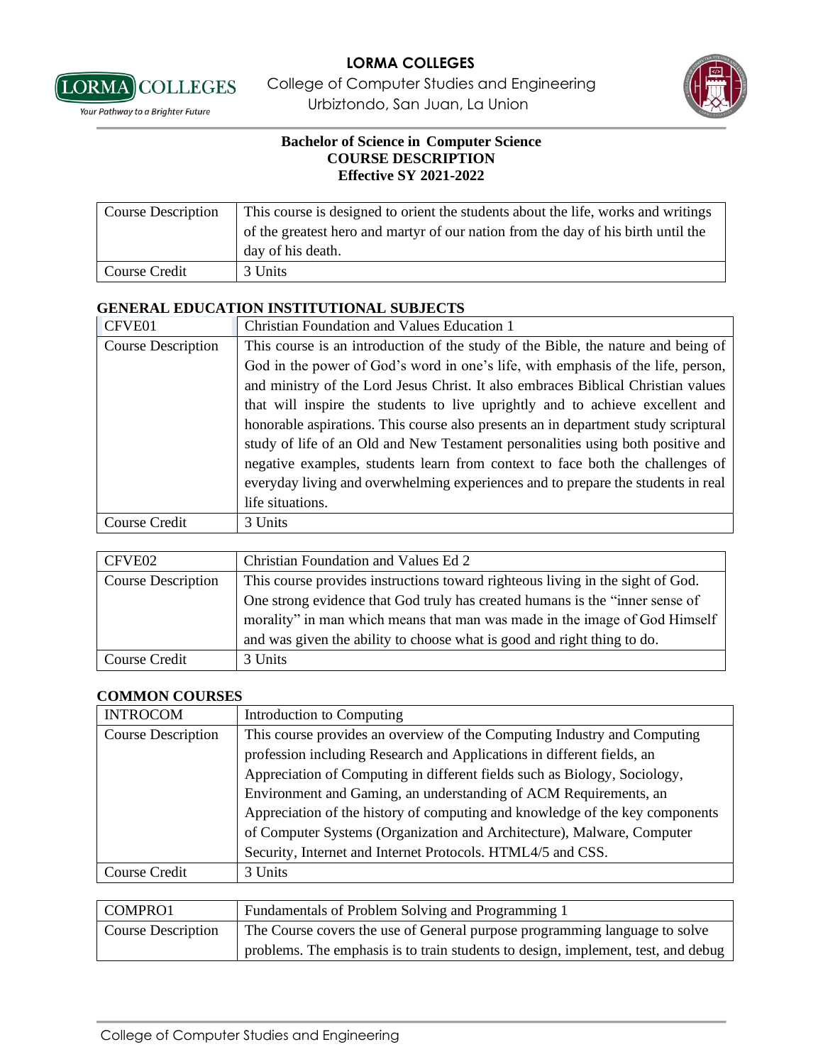**Bachelor of Science in Computer Science**
**COURSE DESCRIPTION**
**Effective SY 2021-2022**

| Course Description | This course is designed to orient the students about the life, works and writings of the greatest hero and martyr of our nation from the day of his birth until the day of his death. |
|---|---|
| Course Credit | 3 Units |

## GENERAL EDUCATION INSTITUTIONAL SUBJECTS

| CFVE01 | Christian Foundation and Values Education 1 |
|---|---|
| Course Description | This course is an introduction of the study of the Bible, the nature and being of God in the power of God's word in one's life, with emphasis of the life, person, and ministry of the Lord Jesus Christ. It also embraces Biblical Christian values that will inspire the students to live uprightly and to achieve excellent and honorable aspirations. This course also presents an in department study scriptural study of life of an Old and New Testament personalities using both positive and negative examples, students learn from context to face both the challenges of everyday living and overwhelming experiences and to prepare the students in real life situations. |
| Course Credit | 3 Units |

| CFVE02 | Christian Foundation and Values Ed 2 |
|---|---|
| Course Description | This course provides instructions toward righteous living in the sight of God. One strong evidence that God truly has created humans is the "inner sense of morality" in man which means that man was made in the image of God Himself and was given the ability to choose what is good and right thing to do. |
| Course Credit | 3 Units |

## COMMON COURSES

| INTROCOM | Introduction to Computing |
|---|---|
| Course Description | This course provides an overview of the Computing Industry and Computing profession including Research and Applications in different fields, an Appreciation of Computing in different fields such as Biology, Sociology, Environment and Gaming, an understanding of ACM Requirements, an Appreciation of the history of computing and knowledge of the key components of Computer Systems (Organization and Architecture), Malware, Computer Security, Internet and Internet Protocols. HTML4/5 and CSS. |
| Course Credit | 3 Units |

| COMPRO1 | Fundamentals of Problem Solving and Programming 1 |
|---|---|
| Course Description | The Course covers the use of General purpose programming language to solve problems. The emphasis is to train students to design, implement, test, and debug |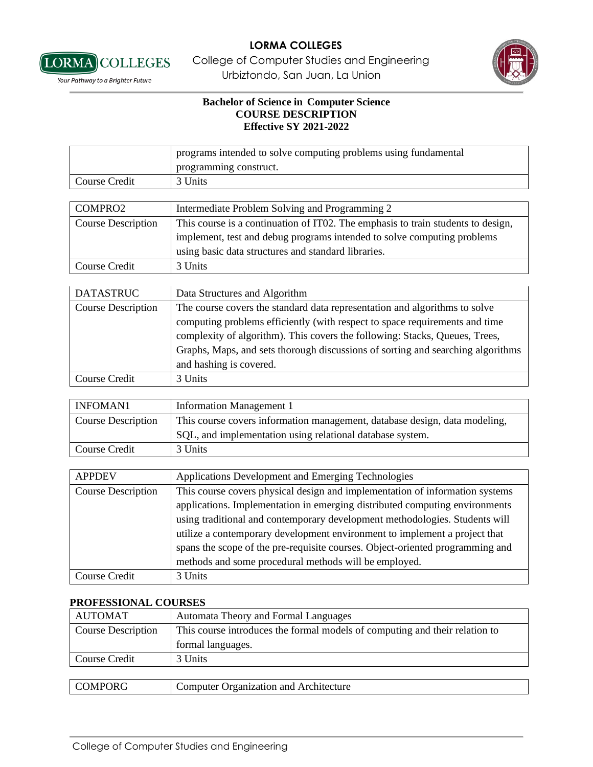**Bachelor of Science in Computer Science**
**COURSE DESCRIPTION**
**Effective SY 2021-2022**

| | |
|---|---|
| | programs intended to solve computing problems using fundamental programming construct. |
| Course Credit | 3 Units |

| COMPRO2 | Intermediate Problem Solving and Programming 2 |
|---|---|
| Course Description | This course is a continuation of IT02. The emphasis to train students to design, implement, test and debug programs intended to solve computing problems using basic data structures and standard libraries. |
| Course Credit | 3 Units |

| DATASTRUC | Data Structures and Algorithm |
|---|---|
| Course Description | The course covers the standard data representation and algorithms to solve computing problems efficiently (with respect to space requirements and time complexity of algorithm). This covers the following: Stacks, Queues, Trees, Graphs, Maps, and sets thorough discussions of sorting and searching algorithms and hashing is covered. |
| Course Credit | 3 Units |

| INFOMAN1 | Information Management 1 |
|---|---|
| Course Description | This course covers information management, database design, data modeling, SQL, and implementation using relational database system. |
| Course Credit | 3 Units |

| APPDEV | Applications Development and Emerging Technologies |
|---|---|
| Course Description | This course covers physical design and implementation of information systems applications. Implementation in emerging distributed computing environments using traditional and contemporary development methodologies. Students will utilize a contemporary development environment to implement a project that spans the scope of the pre-requisite courses. Object-oriented programming and methods and some procedural methods will be employed. |
| Course Credit | 3 Units |

**PROFESSIONAL COURSES**

| AUTOMAT | Automata Theory and Formal Languages |
|---|---|
| Course Description | This course introduces the formal models of computing and their relation to formal languages. |
| Course Credit | 3 Units |

| COMPORG | Computer Organization and Architecture |
|---|---|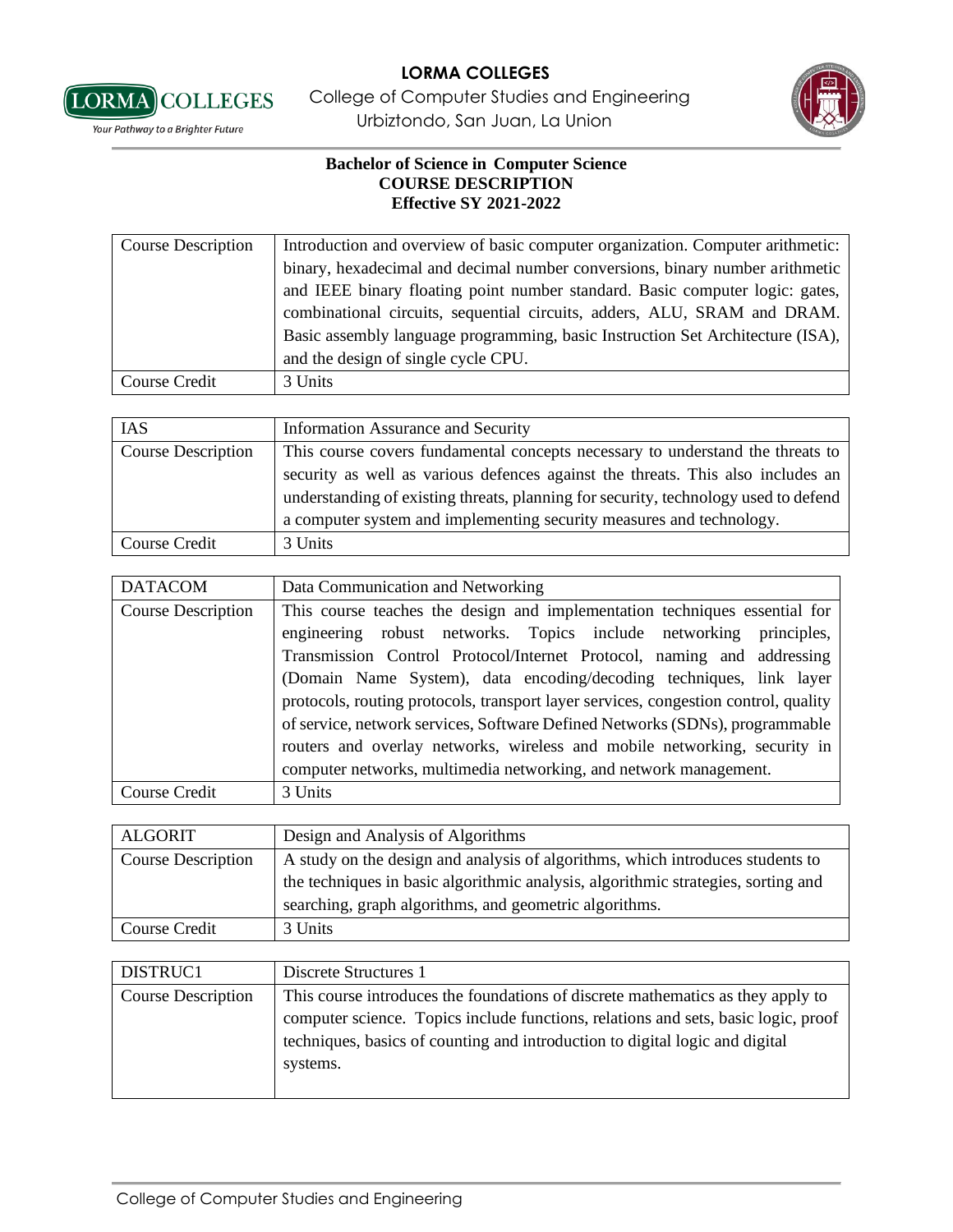**Bachelor of Science in Computer Science**
**COURSE DESCRIPTION**
**Effective SY 2021-2022**

| | |
|---|---|
| Course Description | Introduction and overview of basic computer organization. Computer arithmetic: binary, hexadecimal and decimal number conversions, binary number arithmetic and IEEE binary floating point number standard. Basic computer logic: gates, combinational circuits, sequential circuits, adders, ALU, SRAM and DRAM. Basic assembly language programming, basic Instruction Set Architecture (ISA), and the design of single cycle CPU. |
| Course Credit | 3 Units |

| IAS | Information Assurance and Security |
|---|---|
| Course Description | This course covers fundamental concepts necessary to understand the threats to security as well as various defences against the threats. This also includes an understanding of existing threats, planning for security, technology used to defend a computer system and implementing security measures and technology. |
| Course Credit | 3 Units |

| DATACOM | Data Communication and Networking |
|---|---|
| Course Description | This course teaches the design and implementation techniques essential for engineering robust networks. Topics include networking principles, Transmission Control Protocol/Internet Protocol, naming and addressing (Domain Name System), data encoding/decoding techniques, link layer protocols, routing protocols, transport layer services, congestion control, quality of service, network services, Software Defined Networks (SDNs), programmable routers and overlay networks, wireless and mobile networking, security in computer networks, multimedia networking, and network management. |
| Course Credit | 3 Units |

| ALGORIT | Design and Analysis of Algorithms |
|---|---|
| Course Description | A study on the design and analysis of algorithms, which introduces students to the techniques in basic algorithmic analysis, algorithmic strategies, sorting and searching, graph algorithms, and geometric algorithms. |
| Course Credit | 3 Units |

| DISTRUC1 | Discrete Structures 1 |
|---|---|
| Course Description | This course introduces the foundations of discrete mathematics as they apply to computer science. Topics include functions, relations and sets, basic logic, proof techniques, basics of counting and introduction to digital logic and digital systems. |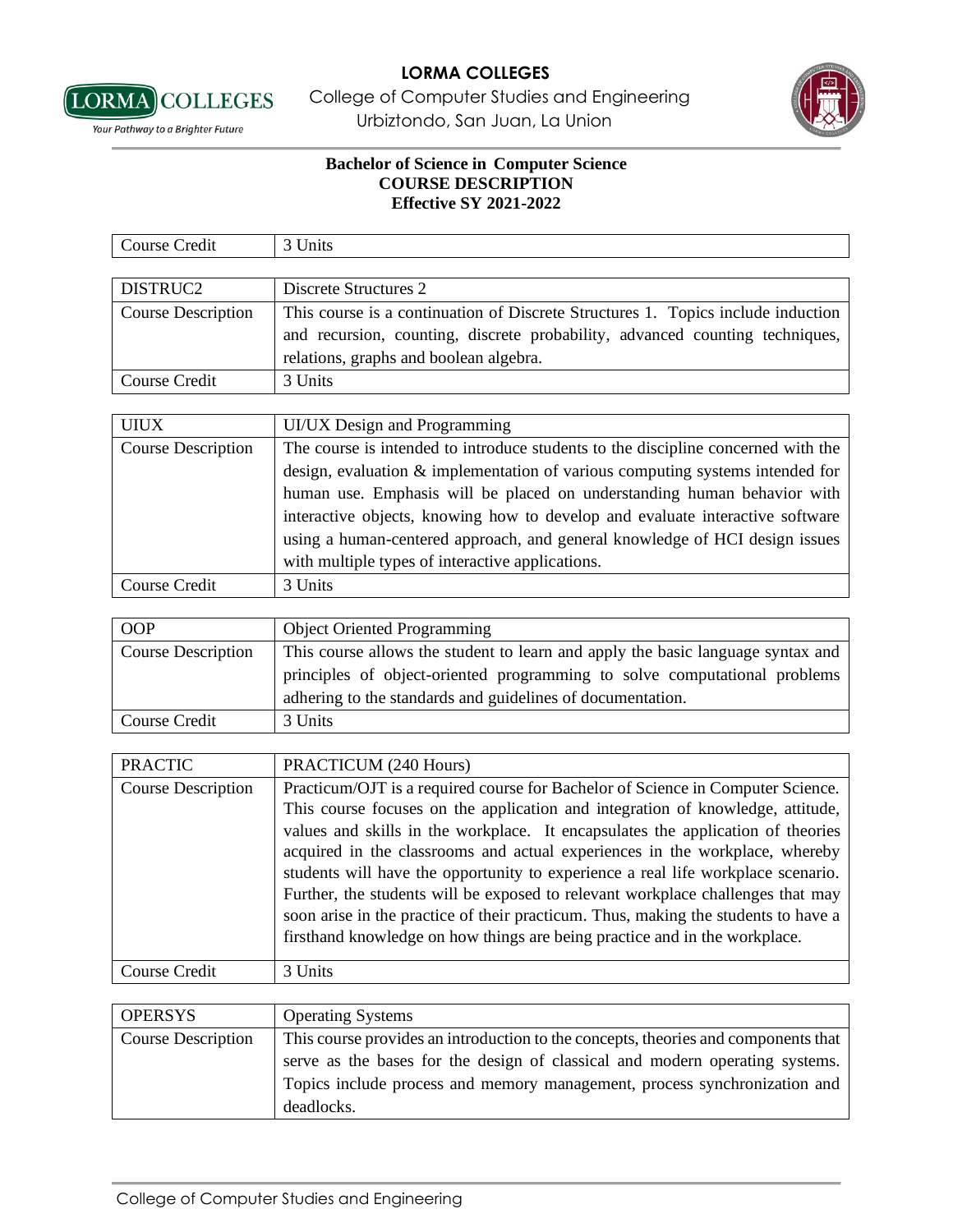**LORMA COLLEGES**

College of Computer Studies and Engineering

Urbiztondo, San Juan, La Union

**Bachelor of Science in Computer Science**
**COURSE DESCRIPTION**
**Effective SY 2021-2022**

| Course Credit | 3 Units |
|---|---|

| DISTRUC2 | Discrete Structures 2 |
|---|---|
| Course Description | This course is a continuation of Discrete Structures 1. Topics include induction and recursion, counting, discrete probability, advanced counting techniques, relations, graphs and boolean algebra. |
| Course Credit | 3 Units |

| UIUX | UI/UX Design and Programming |
|---|---|
| Course Description | The course is intended to introduce students to the discipline concerned with the design, evaluation & implementation of various computing systems intended for human use. Emphasis will be placed on understanding human behavior with interactive objects, knowing how to develop and evaluate interactive software using a human-centered approach, and general knowledge of HCI design issues with multiple types of interactive applications. |
| Course Credit | 3 Units |

| OOP | Object Oriented Programming |
|---|---|
| Course Description | This course allows the student to learn and apply the basic language syntax and principles of object-oriented programming to solve computational problems adhering to the standards and guidelines of documentation. |
| Course Credit | 3 Units |

| PRACTIC | PRACTICUM (240 Hours) |
|---|---|
| Course Description | Practicum/OJT is a required course for Bachelor of Science in Computer Science. This course focuses on the application and integration of knowledge, attitude, values and skills in the workplace. It encapsulates the application of theories acquired in the classrooms and actual experiences in the workplace, whereby students will have the opportunity to experience a real life workplace scenario. Further, the students will be exposed to relevant workplace challenges that may soon arise in the practice of their practicum. Thus, making the students to have a firsthand knowledge on how things are being practice and in the workplace. |
| Course Credit | 3 Units |

| OPERSYS | Operating Systems |
|---|---|
| Course Description | This course provides an introduction to the concepts, theories and components that serve as the bases for the design of classical and modern operating systems. Topics include process and memory management, process synchronization and deadlocks. |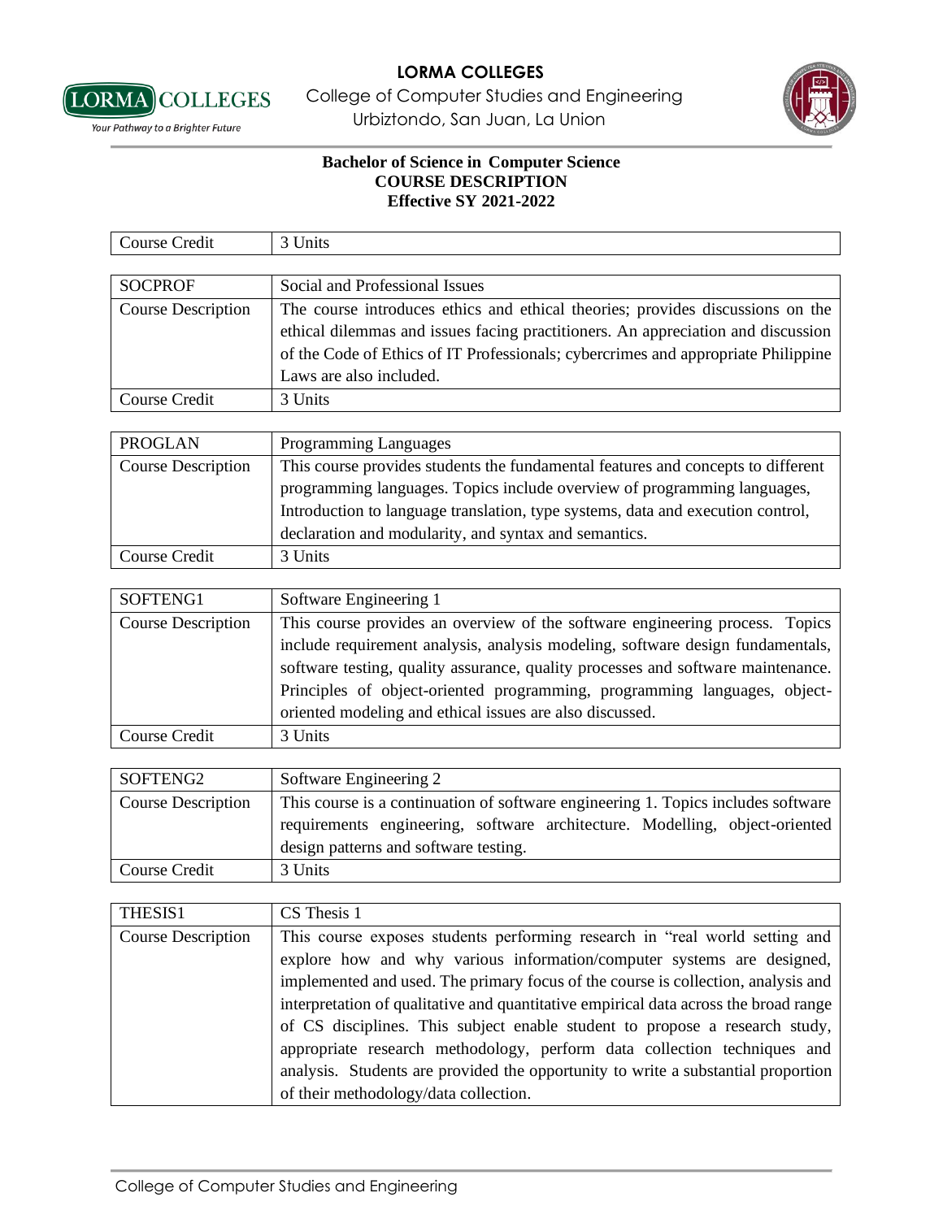**Bachelor of Science in Computer Science**
**COURSE DESCRIPTION**
**Effective SY 2021-2022**

| Course Credit | 3 Units |
|---|---|

| SOCPROF | Social and Professional Issues |
|---|---|
| Course Description | The course introduces ethics and ethical theories; provides discussions on the ethical dilemmas and issues facing practitioners. An appreciation and discussion of the Code of Ethics of IT Professionals; cybercrimes and appropriate Philippine Laws are also included. |
| Course Credit | 3 Units |

| PROGLAN | Programming Languages |
|---|---|
| Course Description | This course provides students the fundamental features and concepts to different programming languages. Topics include overview of programming languages, Introduction to language translation, type systems, data and execution control, declaration and modularity, and syntax and semantics. |
| Course Credit | 3 Units |

| SOFTENG1 | Software Engineering 1 |
|---|---|
| Course Description | This course provides an overview of the software engineering process. Topics include requirement analysis, analysis modeling, software design fundamentals, software testing, quality assurance, quality processes and software maintenance. Principles of object-oriented programming, programming languages, object-oriented modeling and ethical issues are also discussed. |
| Course Credit | 3 Units |

| SOFTENG2 | Software Engineering 2 |
|---|---|
| Course Description | This course is a continuation of software engineering 1. Topics includes software requirements engineering, software architecture. Modelling, object-oriented design patterns and software testing. |
| Course Credit | 3 Units |

| THESIS1 | CS Thesis 1 |
|---|---|
| Course Description | This course exposes students performing research in "real world setting and explore how and why various information/computer systems are designed, implemented and used. The primary focus of the course is collection, analysis and interpretation of qualitative and quantitative empirical data across the broad range of CS disciplines. This subject enable student to propose a research study, appropriate research methodology, perform data collection techniques and analysis. Students are provided the opportunity to write a substantial proportion of their methodology/data collection. |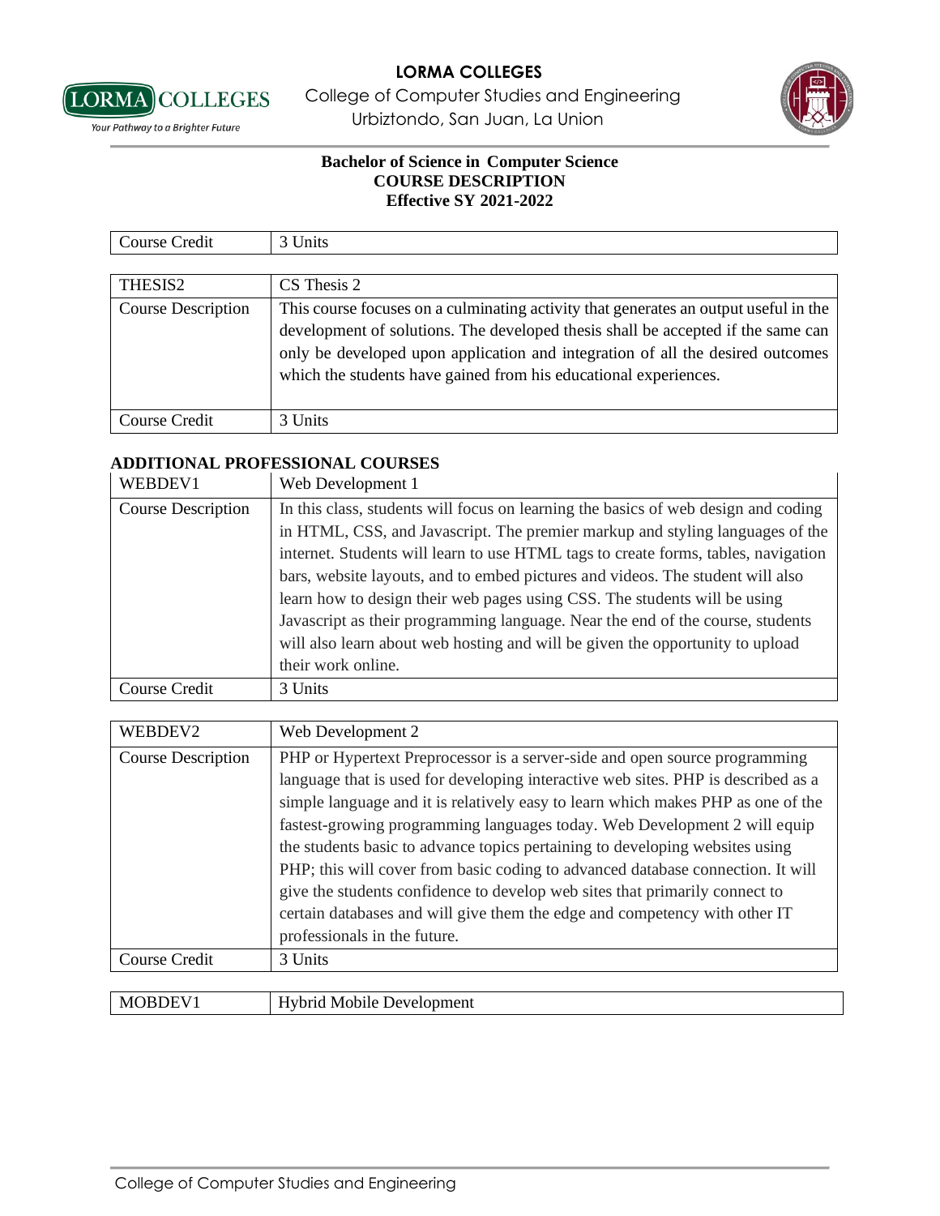**Bachelor of Science in Computer Science**
**COURSE DESCRIPTION**
**Effective SY 2021-2022**

| Course Credit | 3 Units |
|---|---|

| THESIS2 | CS Thesis 2 |
|---|---|
| Course Description | This course focuses on a culminating activity that generates an output useful in the development of solutions. The developed thesis shall be accepted if the same can only be developed upon application and integration of all the desired outcomes which the students have gained from his educational experiences. |
| Course Credit | 3 Units |

**ADDITIONAL PROFESSIONAL COURSES**

| WEBDEV1 | Web Development 1 |
|---|---|
| Course Description | In this class, students will focus on learning the basics of web design and coding in HTML, CSS, and Javascript. The premier markup and styling languages of the internet. Students will learn to use HTML tags to create forms, tables, navigation bars, website layouts, and to embed pictures and videos. The student will also learn how to design their web pages using CSS. The students will be using Javascript as their programming language. Near the end of the course, students will also learn about web hosting and will be given the opportunity to upload their work online. |
| Course Credit | 3 Units |

| WEBDEV2 | Web Development 2 |
|---|---|
| Course Description | PHP or Hypertext Preprocessor is a server-side and open source programming language that is used for developing interactive web sites. PHP is described as a simple language and it is relatively easy to learn which makes PHP as one of the fastest-growing programming languages today. Web Development 2 will equip the students basic to advance topics pertaining to developing websites using PHP; this will cover from basic coding to advanced database connection. It will give the students confidence to develop web sites that primarily connect to certain databases and will give them the edge and competency with other IT professionals in the future. |
| Course Credit | 3 Units |

| MOBDEV1 | Hybrid Mobile Development |
|---|---|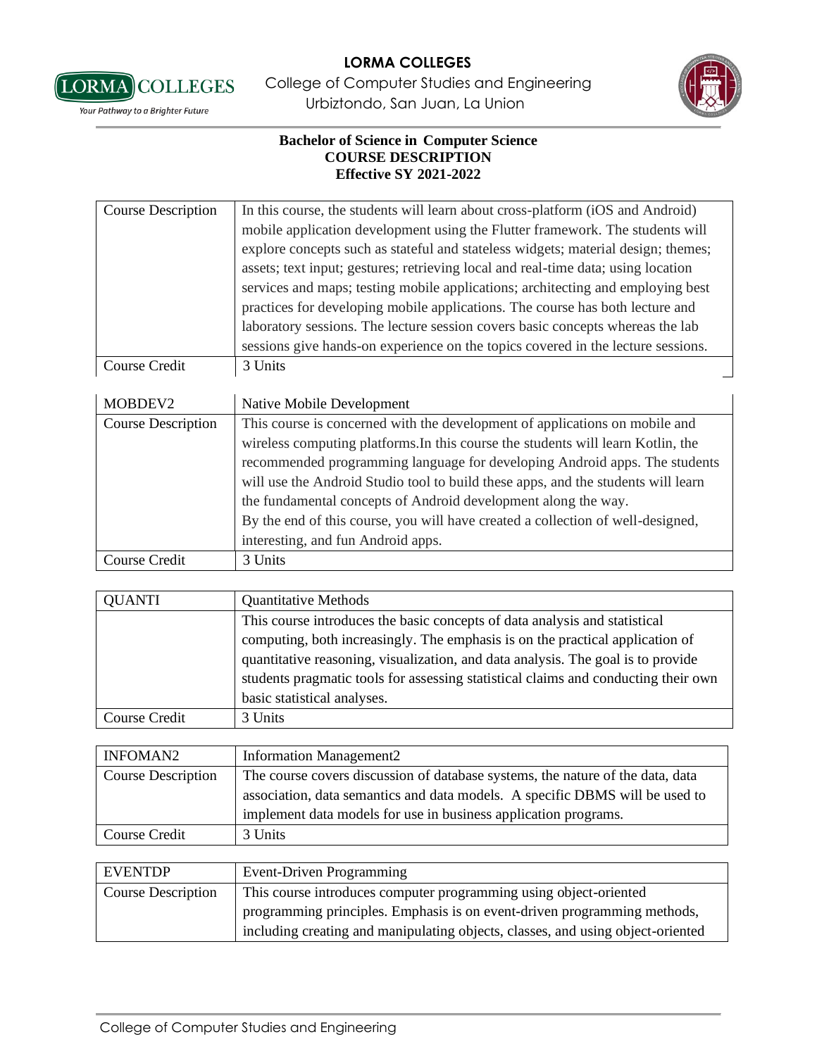**LORMA COLLEGES**
College of Computer Studies and Engineering
Urbiztondo, San Juan, La Union

**Bachelor of Science in Computer Science**
**COURSE DESCRIPTION**
**Effective SY 2021-2022**

| | |
|---|---|
| Course Description | In this course, the students will learn about cross-platform (iOS and Android) mobile application development using the Flutter framework. The students will explore concepts such as stateful and stateless widgets; material design; themes; assets; text input; gestures; retrieving local and real-time data; using location services and maps; testing mobile applications; architecting and employing best practices for developing mobile applications. The course has both lecture and laboratory sessions. The lecture session covers basic concepts whereas the lab sessions give hands-on experience on the topics covered in the lecture sessions. |
| Course Credit | 3 Units |

| MOBDEV2 | Native Mobile Development |
|---|---|
| Course Description | This course is concerned with the development of applications on mobile and wireless computing platforms.In this course the students will learn Kotlin, the recommended programming language for developing Android apps. The students will use the Android Studio tool to build these apps, and the students will learn the fundamental concepts of Android development along the way. By the end of this course, you will have created a collection of well-designed, interesting, and fun Android apps. |
| Course Credit | 3 Units |

| QUANTI | Quantitative Methods |
|---|---|
| | This course introduces the basic concepts of data analysis and statistical computing, both increasingly. The emphasis is on the practical application of quantitative reasoning, visualization, and data analysis. The goal is to provide students pragmatic tools for assessing statistical claims and conducting their own basic statistical analyses. |
| Course Credit | 3 Units |

| INFOMAN2 | Information Management2 |
|---|---|
| Course Description | The course covers discussion of database systems, the nature of the data, data association, data semantics and data models. A specific DBMS will be used to implement data models for use in business application programs. |
| Course Credit | 3 Units |

| EVENTDP | Event-Driven Programming |
|---|---|
| Course Description | This course introduces computer programming using object-oriented programming principles. Emphasis is on event-driven programming methods, including creating and manipulating objects, classes, and using object-oriented |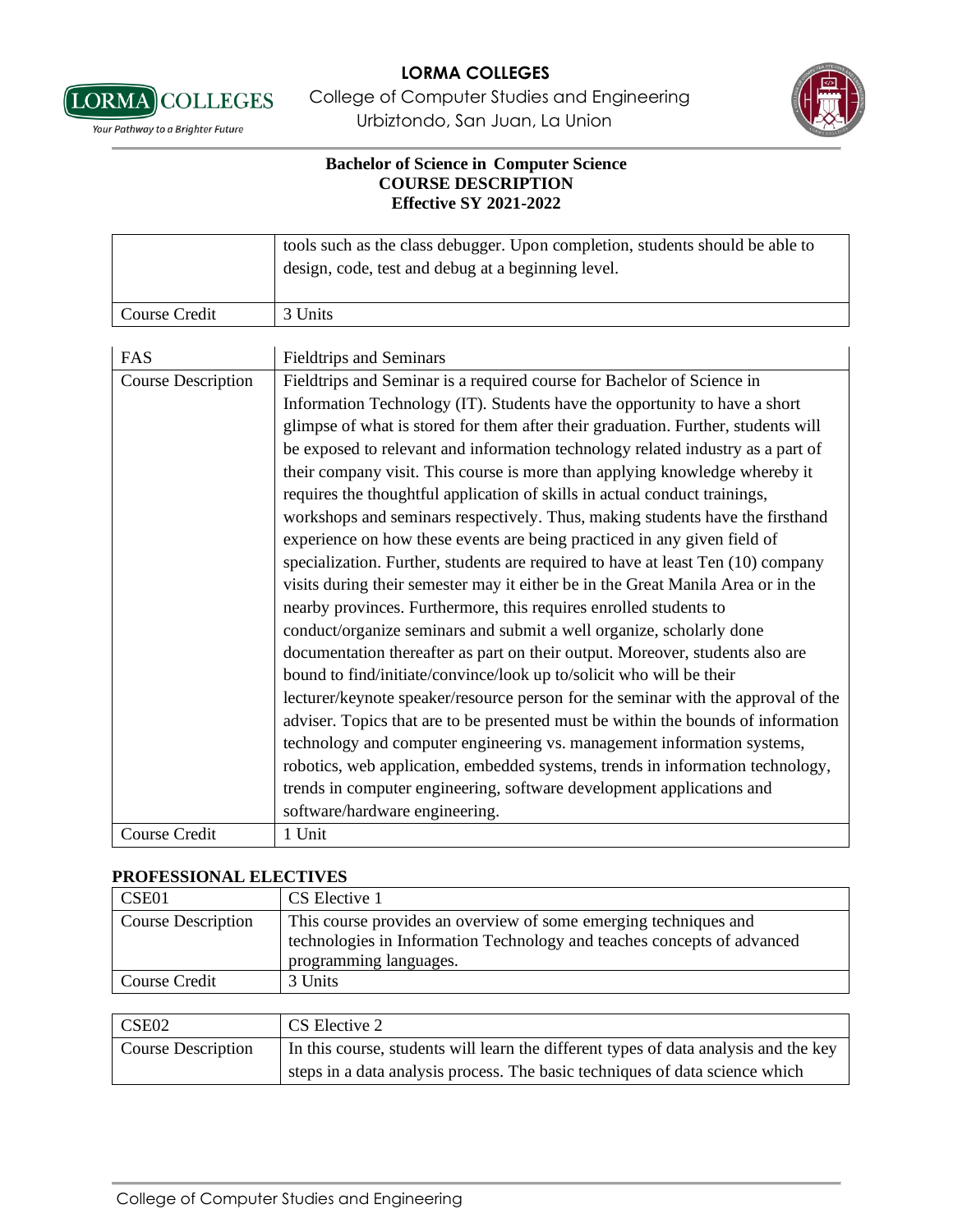**Bachelor of Science in Computer Science**
**COURSE DESCRIPTION**
**Effective SY 2021-2022**

| | |
|---|---|
| | tools such as the class debugger. Upon completion, students should be able to design, code, test and debug at a beginning level. |
| Course Credit | 3 Units |

| FAS | Fieldtrips and Seminars |
|---|---|
| Course Description | Fieldtrips and Seminar is a required course for Bachelor of Science in Information Technology (IT). Students have the opportunity to have a short glimpse of what is stored for them after their graduation. Further, students will be exposed to relevant and information technology related industry as a part of their company visit. This course is more than applying knowledge whereby it requires the thoughtful application of skills in actual conduct trainings, workshops and seminars respectively. Thus, making students have the firsthand experience on how these events are being practiced in any given field of specialization. Further, students are required to have at least Ten (10) company visits during their semester may it either be in the Great Manila Area or in the nearby provinces. Furthermore, this requires enrolled students to conduct/organize seminars and submit a well organize, scholarly done documentation thereafter as part on their output. Moreover, students also are bound to find/initiate/convince/look up to/solicit who will be their lecturer/keynote speaker/resource person for the seminar with the approval of the adviser. Topics that are to be presented must be within the bounds of information technology and computer engineering vs. management information systems, robotics, web application, embedded systems, trends in information technology, trends in computer engineering, software development applications and software/hardware engineering. |
| Course Credit | 1 Unit |

**PROFESSIONAL ELECTIVES**

| CSE01 | CS Elective 1 |
|---|---|
| Course Description | This course provides an overview of some emerging techniques and technologies in Information Technology and teaches concepts of advanced programming languages. |
| Course Credit | 3 Units |

| CSE02 | CS Elective 2 |
|---|---|
| Course Description | In this course, students will learn the different types of data analysis and the key steps in a data analysis process. The basic techniques of data science which |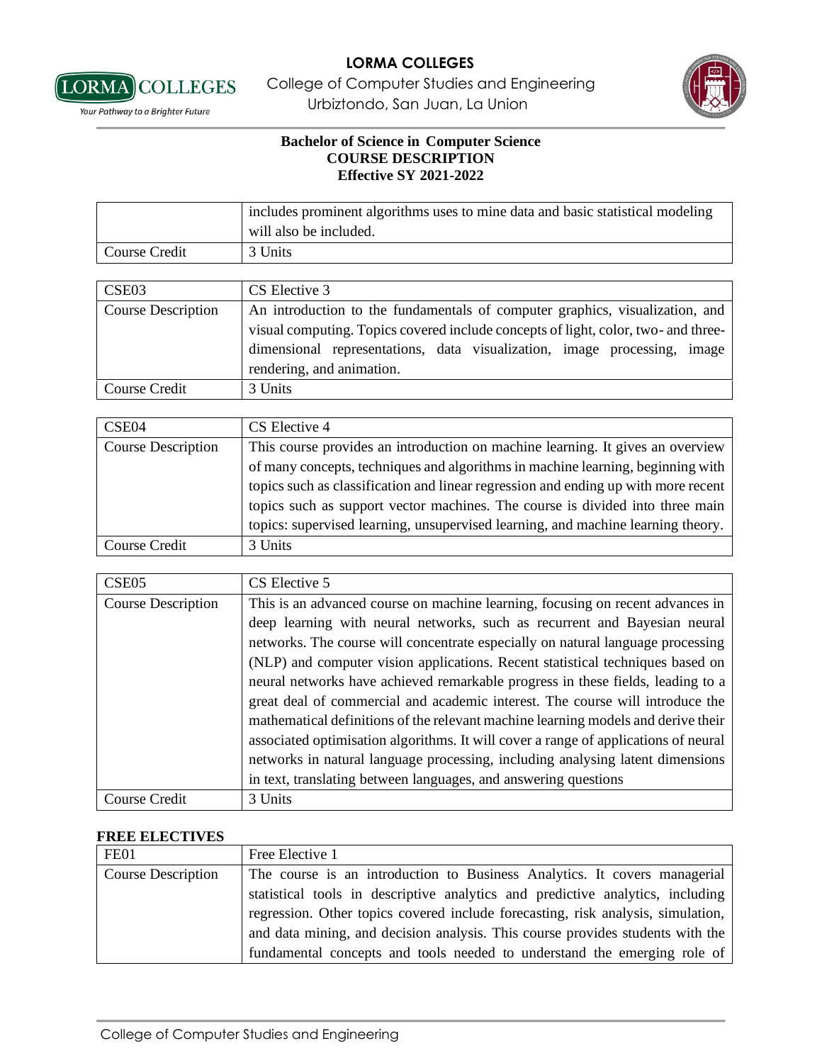**Bachelor of Science in Computer Science**
**COURSE DESCRIPTION**
**Effective SY 2021-2022**

| | |
|---|---|
| | includes prominent algorithms uses to mine data and basic statistical modeling will also be included. |
| Course Credit | 3 Units |

| CSE03 | CS Elective 3 |
|---|---|
| Course Description | An introduction to the fundamentals of computer graphics, visualization, and visual computing. Topics covered include concepts of light, color, two- and three-dimensional representations, data visualization, image processing, image rendering, and animation. |
| Course Credit | 3 Units |

| CSE04 | CS Elective 4 |
|---|---|
| Course Description | This course provides an introduction on machine learning. It gives an overview of many concepts, techniques and algorithms in machine learning, beginning with topics such as classification and linear regression and ending up with more recent topics such as support vector machines. The course is divided into three main topics: supervised learning, unsupervised learning, and machine learning theory. |
| Course Credit | 3 Units |

| CSE05 | CS Elective 5 |
|---|---|
| Course Description | This is an advanced course on machine learning, focusing on recent advances in deep learning with neural networks, such as recurrent and Bayesian neural networks. The course will concentrate especially on natural language processing (NLP) and computer vision applications. Recent statistical techniques based on neural networks have achieved remarkable progress in these fields, leading to a great deal of commercial and academic interest. The course will introduce the mathematical definitions of the relevant machine learning models and derive their associated optimisation algorithms. It will cover a range of applications of neural networks in natural language processing, including analysing latent dimensions in text, translating between languages, and answering questions |
| Course Credit | 3 Units |

**FREE ELECTIVES**

| FE01 | Free Elective 1 |
|---|---|
| Course Description | The course is an introduction to Business Analytics. It covers managerial statistical tools in descriptive analytics and predictive analytics, including regression. Other topics covered include forecasting, risk analysis, simulation, and data mining, and decision analysis. This course provides students with the fundamental concepts and tools needed to understand the emerging role of |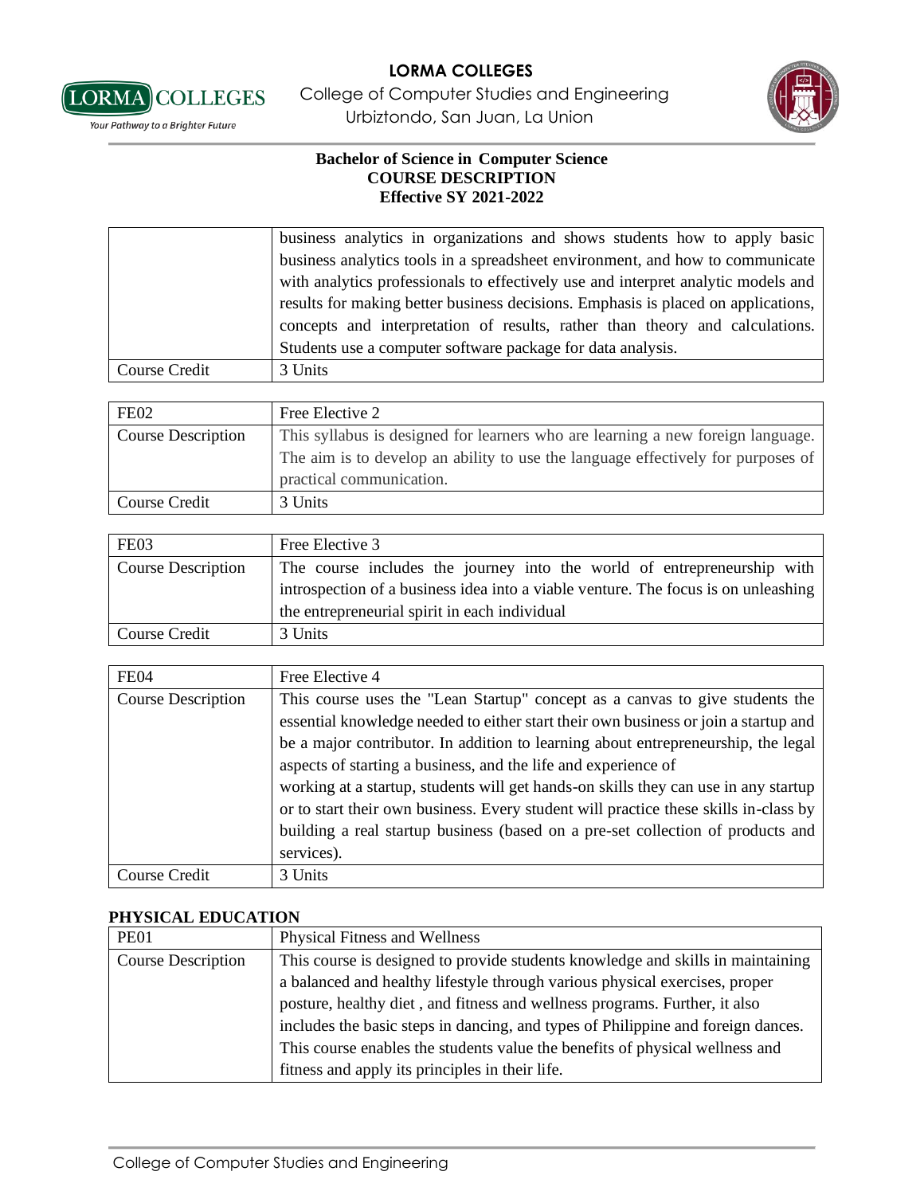**Bachelor of Science in Computer Science**
**COURSE DESCRIPTION**
**Effective SY 2021-2022**

| | |
|---|---|
| | business analytics in organizations and shows students how to apply basic business analytics tools in a spreadsheet environment, and how to communicate with analytics professionals to effectively use and interpret analytic models and results for making better business decisions. Emphasis is placed on applications, concepts and interpretation of results, rather than theory and calculations. Students use a computer software package for data analysis. |
| Course Credit | 3 Units |

| FE02 | Free Elective 2 |
|---|---|
| Course Description | This syllabus is designed for learners who are learning a new foreign language. The aim is to develop an ability to use the language effectively for purposes of practical communication. |
| Course Credit | 3 Units |

| FE03 | Free Elective 3 |
|---|---|
| Course Description | The course includes the journey into the world of entrepreneurship with introspection of a business idea into a viable venture. The focus is on unleashing the entrepreneurial spirit in each individual |
| Course Credit | 3 Units |

| FE04 | Free Elective 4 |
|---|---|
| Course Description | This course uses the "Lean Startup" concept as a canvas to give students the essential knowledge needed to either start their own business or join a startup and be a major contributor. In addition to learning about entrepreneurship, the legal aspects of starting a business, and the life and experience of working at a startup, students will get hands-on skills they can use in any startup or to start their own business. Every student will practice these skills in-class by building a real startup business (based on a pre-set collection of products and services). |
| Course Credit | 3 Units |

**PHYSICAL EDUCATION**

| PE01 | Physical Fitness and Wellness |
|---|---|
| Course Description | This course is designed to provide students knowledge and skills in maintaining a balanced and healthy lifestyle through various physical exercises, proper posture, healthy diet , and fitness and wellness programs. Further, it also includes the basic steps in dancing, and types of Philippine and foreign dances. This course enables the students value the benefits of physical wellness and fitness and apply its principles in their life. |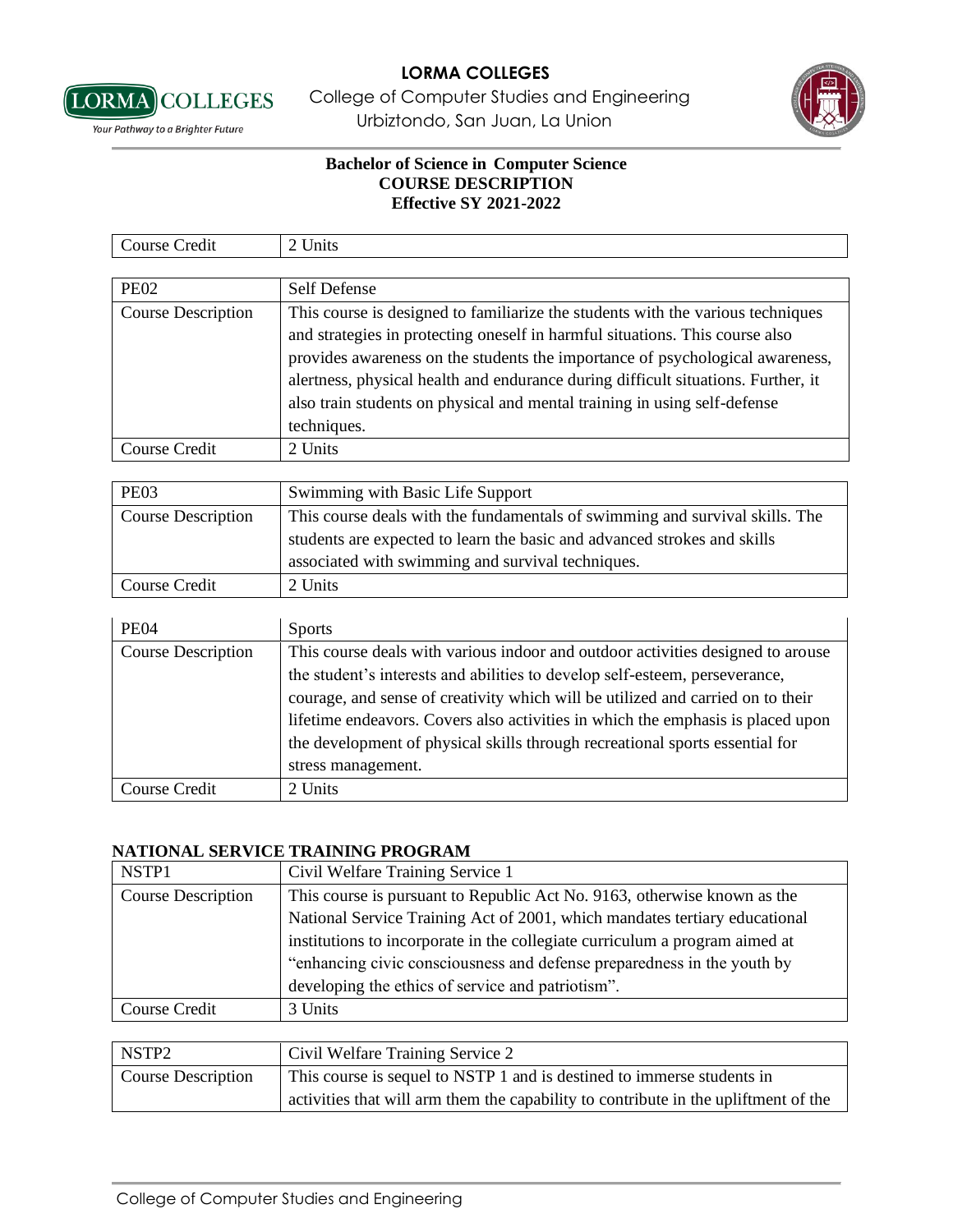| Course Credit | 2 Units |
|---|---|

| PE02 | Self Defense |
|---|---|
| Course Description | This course is designed to familiarize the students with the various techniques and strategies in protecting oneself in harmful situations. This course also provides awareness on the students the importance of psychological awareness, alertness, physical health and endurance during difficult situations. Further, it also train students on physical and mental training in using self-defense techniques. |
| Course Credit | 2 Units |

| PE03 | Swimming with Basic Life Support |
|---|---|
| Course Description | This course deals with the fundamentals of swimming and survival skills. The students are expected to learn the basic and advanced strokes and skills associated with swimming and survival techniques. |
| Course Credit | 2 Units |

| PE04 | Sports |
|---|---|
| Course Description | This course deals with various indoor and outdoor activities designed to arouse the student's interests and abilities to develop self-esteem, perseverance, courage, and sense of creativity which will be utilized and carried on to their lifetime endeavors. Covers also activities in which the emphasis is placed upon the development of physical skills through recreational sports essential for stress management. |
| Course Credit | 2 Units |

## NATIONAL SERVICE TRAINING PROGRAM

| NSTP1 | Civil Welfare Training Service 1 |
|---|---|
| Course Description | This course is pursuant to Republic Act No. 9163, otherwise known as the National Service Training Act of 2001, which mandates tertiary educational institutions to incorporate in the collegiate curriculum a program aimed at "enhancing civic consciousness and defense preparedness in the youth by developing the ethics of service and patriotism". |
| Course Credit | 3 Units |

| NSTP2 | Civil Welfare Training Service 2 |
|---|---|
| Course Description | This course is sequel to NSTP 1 and is destined to immerse students in activities that will arm them the capability to contribute in the upliftment of the |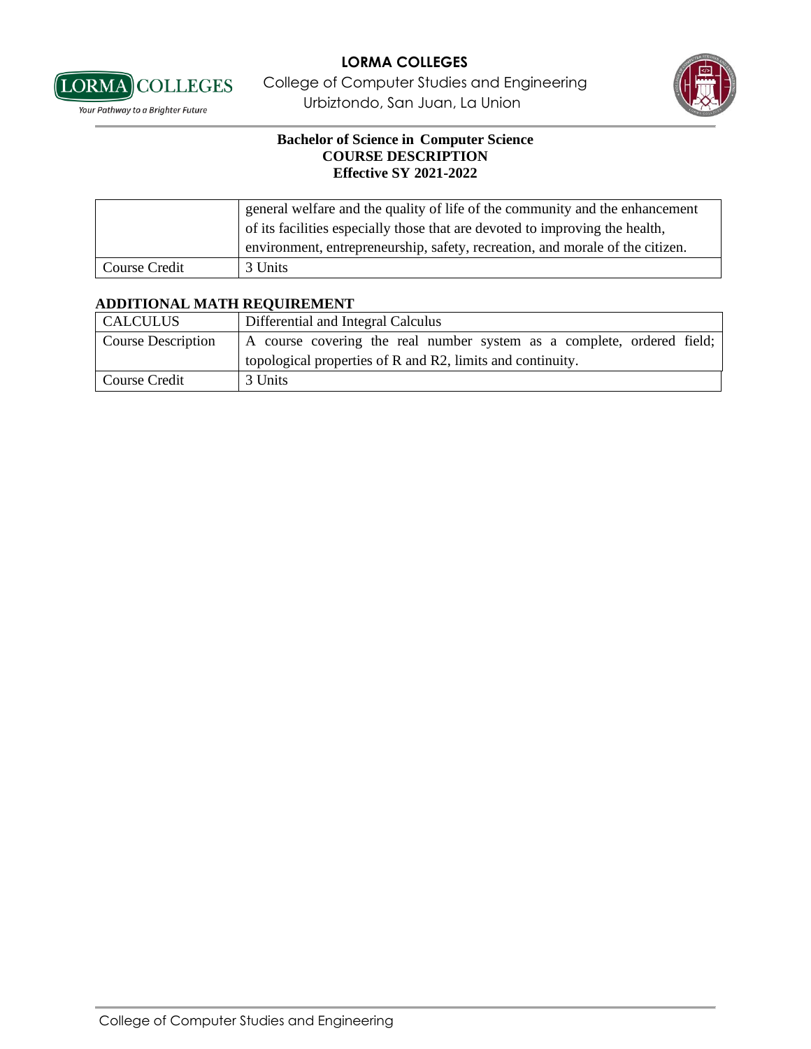**Bachelor of Science in Computer Science**
**COURSE DESCRIPTION**
**Effective SY 2021-2022**

| | |
|---|---|
| | general welfare and the quality of life of the community and the enhancement of its facilities especially those that are devoted to improving the health, environment, entrepreneurship, safety, recreation, and morale of the citizen. |
| Course Credit | 3 Units |

**ADDITIONAL MATH REQUIREMENT**

| CALCULUS | Differential and Integral Calculus |
|---|---|
| Course Description | A course covering the real number system as a complete, ordered field; topological properties of R and R2, limits and continuity. |
| Course Credit | 3 Units |